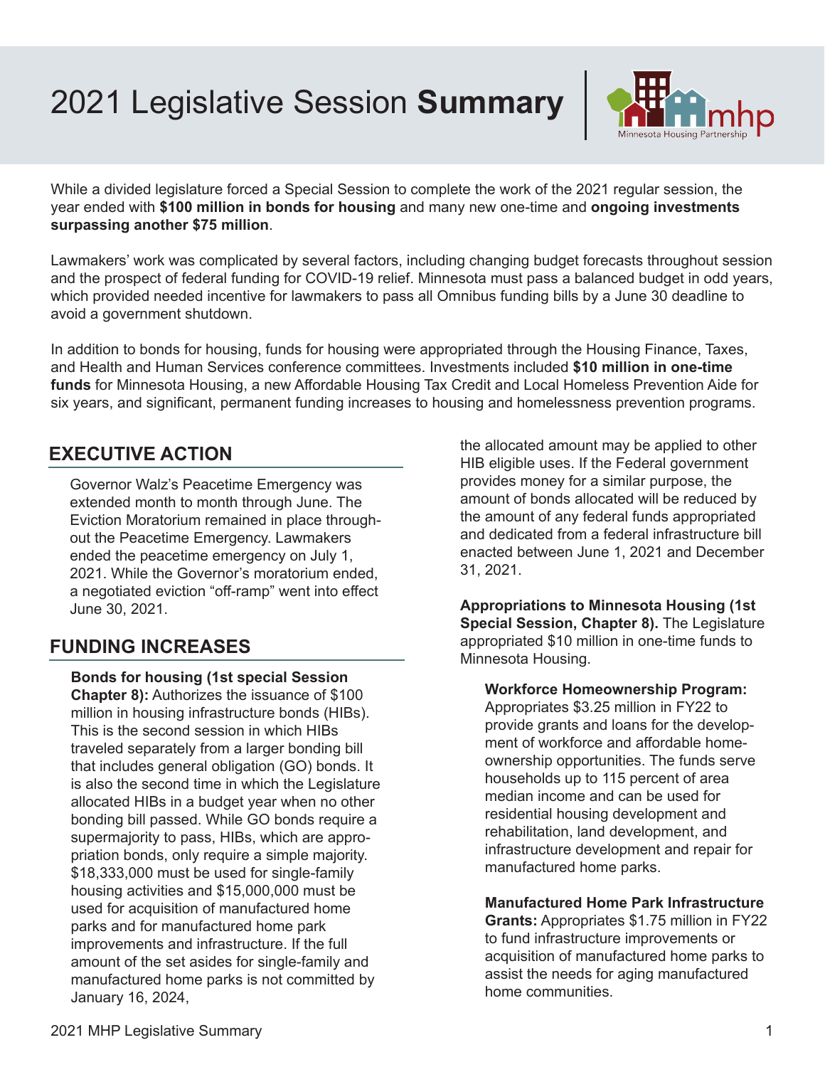# 2021 Legislative Session **Summary**

While a divided legislature forced a Special Session to complete the work of the 2021 regular session, the year ended with **$100 million in bonds for housing** and many new one-time and **ongoing investments surpassing another $75 million**.

Lawmakers' work was complicated by several factors, including changing budget forecasts throughout session and the prospect of federal funding for COVID-19 relief. Minnesota must pass a balanced budget in odd years, which provided needed incentive for lawmakers to pass all Omnibus funding bills by a June 30 deadline to avoid a government shutdown.

In addition to bonds for housing, funds for housing were appropriated through the Housing Finance, Taxes, and Health and Human Services conference committees. Investments included **$10 million in one-time funds** for Minnesota Housing, a new Affordable Housing Tax Credit and Local Homeless Prevention Aide for six years, and significant, permanent funding increases to housing and homelessness prevention programs.

## EXECUTIVE ACTION

Governor Walz's Peacetime Emergency was extended month to month through June. The Eviction Moratorium remained in place throughout the Peacetime Emergency. Lawmakers ended the peacetime emergency on July 1, 2021. While the Governor's moratorium ended, a negotiated eviction "off-ramp" went into effect June 30, 2021.

## FUNDING INCREASES

**Bonds for housing (1st special Session Chapter 8):** Authorizes the issuance of $100 million in housing infrastructure bonds (HIBs). This is the second session in which HIBs traveled separately from a larger bonding bill that includes general obligation (GO) bonds. It is also the second time in which the Legislature allocated HIBs in a budget year when no other bonding bill passed. While GO bonds require a supermajority to pass, HIBs, which are appropriation bonds, only require a simple majority. $18,333,000 must be used for single-family housing activities and $15,000,000 must be used for acquisition of manufactured home parks and for manufactured home park improvements and infrastructure. If the full amount of the set asides for single-family and manufactured home parks is not committed by January 16, 2024, the allocated amount may be applied to other HIB eligible uses. If the Federal government provides money for a similar purpose, the amount of bonds allocated will be reduced by the amount of any federal funds appropriated and dedicated from a federal infrastructure bill enacted between June 1, 2021 and December 31, 2021.

**Appropriations to Minnesota Housing (1st Special Session, Chapter 8).** The Legislature appropriated $10 million in one-time funds to Minnesota Housing.

**Workforce Homeownership Program:** Appropriates $3.25 million in FY22 to provide grants and loans for the development of workforce and affordable homeownership opportunities. The funds serve households up to 115 percent of area median income and can be used for residential housing development and rehabilitation, land development, and infrastructure development and repair for manufactured home parks.

**Manufactured Home Park Infrastructure Grants:** Appropriates $1.75 million in FY22 to fund infrastructure improvements or acquisition of manufactured home parks to assist the needs for aging manufactured home communities.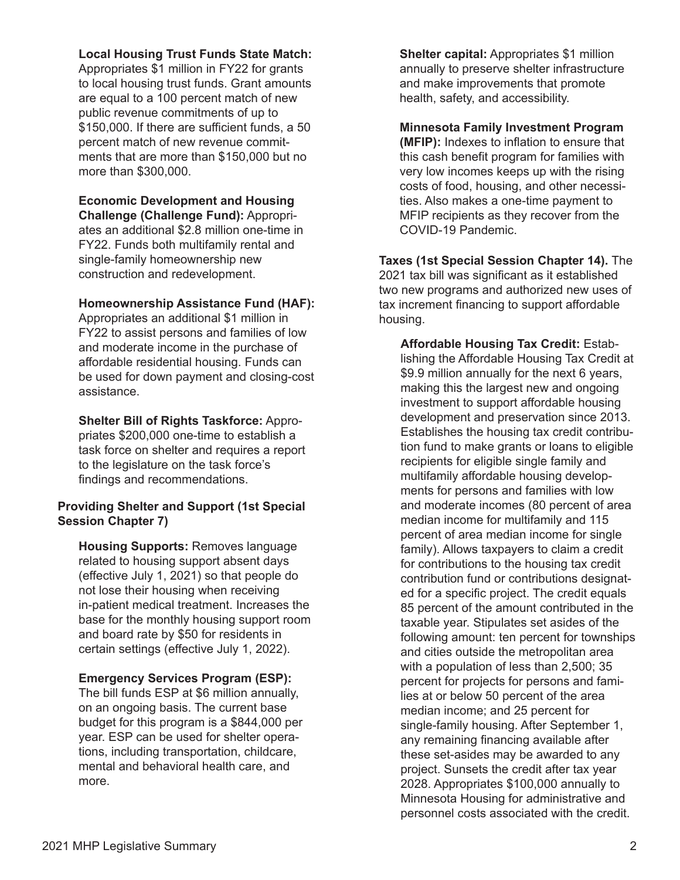**Local Housing Trust Funds State Match:** Appropriates $1 million in FY22 for grants to local housing trust funds. Grant amounts are equal to a 100 percent match of new public revenue commitments of up to $150,000. If there are sufficient funds, a 50 percent match of new revenue commitments that are more than $150,000 but no more than $300,000.

**Economic Development and Housing Challenge (Challenge Fund):** Appropriates an additional $2.8 million one-time in FY22. Funds both multifamily rental and single-family homeownership new construction and redevelopment.

**Homeownership Assistance Fund (HAF):** Appropriates an additional $1 million in FY22 to assist persons and families of low and moderate income in the purchase of affordable residential housing. Funds can be used for down payment and closing-cost assistance.

**Shelter Bill of Rights Taskforce:** Appropriates $200,000 one-time to establish a task force on shelter and requires a report to the legislature on the task force's findings and recommendations.

**Providing Shelter and Support (1st Special Session Chapter 7)**

**Housing Supports:** Removes language related to housing support absent days (effective July 1, 2021) so that people do not lose their housing when receiving in-patient medical treatment. Increases the base for the monthly housing support room and board rate by $50 for residents in certain settings (effective July 1, 2022).

**Emergency Services Program (ESP):** The bill funds ESP at $6 million annually, on an ongoing basis. The current base budget for this program is a $844,000 per year. ESP can be used for shelter operations, including transportation, childcare, mental and behavioral health care, and more.

**Shelter capital:** Appropriates $1 million annually to preserve shelter infrastructure and make improvements that promote health, safety, and accessibility.

**Minnesota Family Investment Program (MFIP):** Indexes to inflation to ensure that this cash benefit program for families with very low incomes keeps up with the rising costs of food, housing, and other necessities. Also makes a one-time payment to MFIP recipients as they recover from the COVID-19 Pandemic.

**Taxes (1st Special Session Chapter 14).** The 2021 tax bill was significant as it established two new programs and authorized new uses of tax increment financing to support affordable housing.

**Affordable Housing Tax Credit:** Establishing the Affordable Housing Tax Credit at $9.9 million annually for the next 6 years, making this the largest new and ongoing investment to support affordable housing development and preservation since 2013. Establishes the housing tax credit contribution fund to make grants or loans to eligible recipients for eligible single family and multifamily affordable housing developments for persons and families with low and moderate incomes (80 percent of area median income for multifamily and 115 percent of area median income for single family). Allows taxpayers to claim a credit for contributions to the housing tax credit contribution fund or contributions designated for a specific project. The credit equals 85 percent of the amount contributed in the taxable year. Stipulates set asides of the following amount: ten percent for townships and cities outside the metropolitan area with a population of less than 2,500; 35 percent for projects for persons and families at or below 50 percent of the area median income; and 25 percent for single-family housing. After September 1, any remaining financing available after these set-asides may be awarded to any project. Sunsets the credit after tax year 2028. Appropriates $100,000 annually to Minnesota Housing for administrative and personnel costs associated with the credit.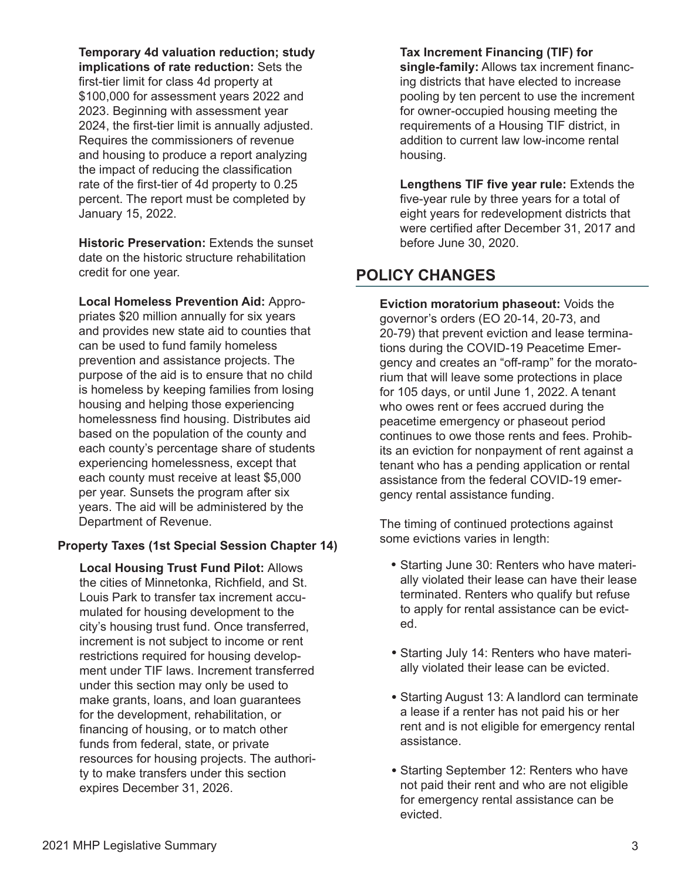**Temporary 4d valuation reduction; study implications of rate reduction:** Sets the first-tier limit for class 4d property at $100,000 for assessment years 2022 and 2023. Beginning with assessment year 2024, the first-tier limit is annually adjusted. Requires the commissioners of revenue and housing to produce a report analyzing the impact of reducing the classification rate of the first-tier of 4d property to 0.25 percent. The report must be completed by January 15, 2022.

**Historic Preservation:** Extends the sunset date on the historic structure rehabilitation credit for one year.

**Local Homeless Prevention Aid:** Appropriates $20 million annually for six years and provides new state aid to counties that can be used to fund family homeless prevention and assistance projects. The purpose of the aid is to ensure that no child is homeless by keeping families from losing housing and helping those experiencing homelessness find housing. Distributes aid based on the population of the county and each county's percentage share of students experiencing homelessness, except that each county must receive at least $5,000 per year. Sunsets the program after six years. The aid will be administered by the Department of Revenue.

**Property Taxes (1st Special Session Chapter 14)**

**Local Housing Trust Fund Pilot:** Allows the cities of Minnetonka, Richfield, and St. Louis Park to transfer tax increment accumulated for housing development to the city's housing trust fund. Once transferred, increment is not subject to income or rent restrictions required for housing development under TIF laws. Increment transferred under this section may only be used to make grants, loans, and loan guarantees for the development, rehabilitation, or financing of housing, or to match other funds from federal, state, or private resources for housing projects. The authority to make transfers under this section expires December 31, 2026.

**Tax Increment Financing (TIF) for single-family:** Allows tax increment financing districts that have elected to increase pooling by ten percent to use the increment for owner-occupied housing meeting the requirements of a Housing TIF district, in addition to current law low-income rental housing.

**Lengthens TIF five year rule:** Extends the five-year rule by three years for a total of eight years for redevelopment districts that were certified after December 31, 2017 and before June 30, 2020.

## POLICY CHANGES

**Eviction moratorium phaseout:** Voids the governor's orders (EO 20-14, 20-73, and 20-79) that prevent eviction and lease terminations during the COVID-19 Peacetime Emergency and creates an "off-ramp" for the moratorium that will leave some protections in place for 105 days, or until June 1, 2022. A tenant who owes rent or fees accrued during the peacetime emergency or phaseout period continues to owe those rents and fees. Prohibits an eviction for nonpayment of rent against a tenant who has a pending application or rental assistance from the federal COVID-19 emergency rental assistance funding.

The timing of continued protections against some evictions varies in length:

- Starting June 30: Renters who have materially violated their lease can have their lease terminated. Renters who qualify but refuse to apply for rental assistance can be evicted.
- Starting July 14: Renters who have materially violated their lease can be evicted.
- Starting August 13: A landlord can terminate a lease if a renter has not paid his or her rent and is not eligible for emergency rental assistance.
- Starting September 12: Renters who have not paid their rent and who are not eligible for emergency rental assistance can be evicted.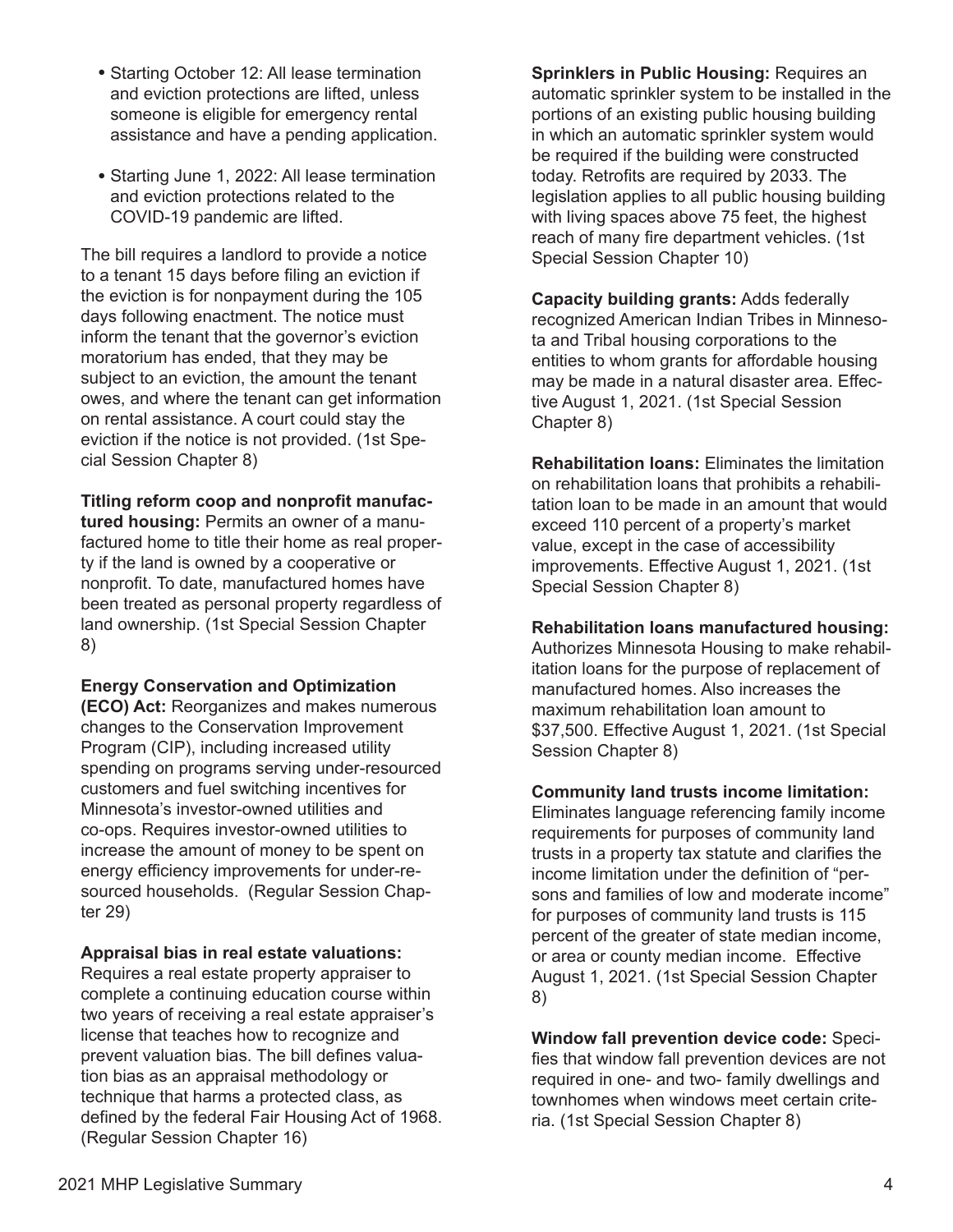- Starting October 12: All lease termination and eviction protections are lifted, unless someone is eligible for emergency rental assistance and have a pending application.
- Starting June 1, 2022: All lease termination and eviction protections related to the COVID-19 pandemic are lifted.

The bill requires a landlord to provide a notice to a tenant 15 days before filing an eviction if the eviction is for nonpayment during the 105 days following enactment. The notice must inform the tenant that the governor's eviction moratorium has ended, that they may be subject to an eviction, the amount the tenant owes, and where the tenant can get information on rental assistance. A court could stay the eviction if the notice is not provided. (1st Special Session Chapter 8)

**Titling reform coop and nonprofit manufactured housing:** Permits an owner of a manufactured home to title their home as real property if the land is owned by a cooperative or nonprofit. To date, manufactured homes have been treated as personal property regardless of land ownership. (1st Special Session Chapter 8)

**Energy Conservation and Optimization (ECO) Act:** Reorganizes and makes numerous changes to the Conservation Improvement Program (CIP), including increased utility spending on programs serving under-resourced customers and fuel switching incentives for Minnesota's investor-owned utilities and co-ops. Requires investor-owned utilities to increase the amount of money to be spent on energy efficiency improvements for under-resourced households. (Regular Session Chapter 29)

**Appraisal bias in real estate valuations:** Requires a real estate property appraiser to complete a continuing education course within two years of receiving a real estate appraiser's license that teaches how to recognize and prevent valuation bias. The bill defines valuation bias as an appraisal methodology or technique that harms a protected class, as defined by the federal Fair Housing Act of 1968. (Regular Session Chapter 16)

**Sprinklers in Public Housing:** Requires an automatic sprinkler system to be installed in the portions of an existing public housing building in which an automatic sprinkler system would be required if the building were constructed today. Retrofits are required by 2033. The legislation applies to all public housing building with living spaces above 75 feet, the highest reach of many fire department vehicles. (1st Special Session Chapter 10)

**Capacity building grants:** Adds federally recognized American Indian Tribes in Minnesota and Tribal housing corporations to the entities to whom grants for affordable housing may be made in a natural disaster area. Effective August 1, 2021. (1st Special Session Chapter 8)

**Rehabilitation loans:** Eliminates the limitation on rehabilitation loans that prohibits a rehabilitation loan to be made in an amount that would exceed 110 percent of a property's market value, except in the case of accessibility improvements. Effective August 1, 2021. (1st Special Session Chapter 8)

**Rehabilitation loans manufactured housing:** Authorizes Minnesota Housing to make rehabilitation loans for the purpose of replacement of manufactured homes. Also increases the maximum rehabilitation loan amount to $37,500. Effective August 1, 2021. (1st Special Session Chapter 8)

**Community land trusts income limitation:** Eliminates language referencing family income requirements for purposes of community land trusts in a property tax statute and clarifies the income limitation under the definition of "persons and families of low and moderate income" for purposes of community land trusts is 115 percent of the greater of state median income, or area or county median income. Effective August 1, 2021. (1st Special Session Chapter 8)

**Window fall prevention device code:** Specifies that window fall prevention devices are not required in one- and two- family dwellings and townhomes when windows meet certain criteria. (1st Special Session Chapter 8)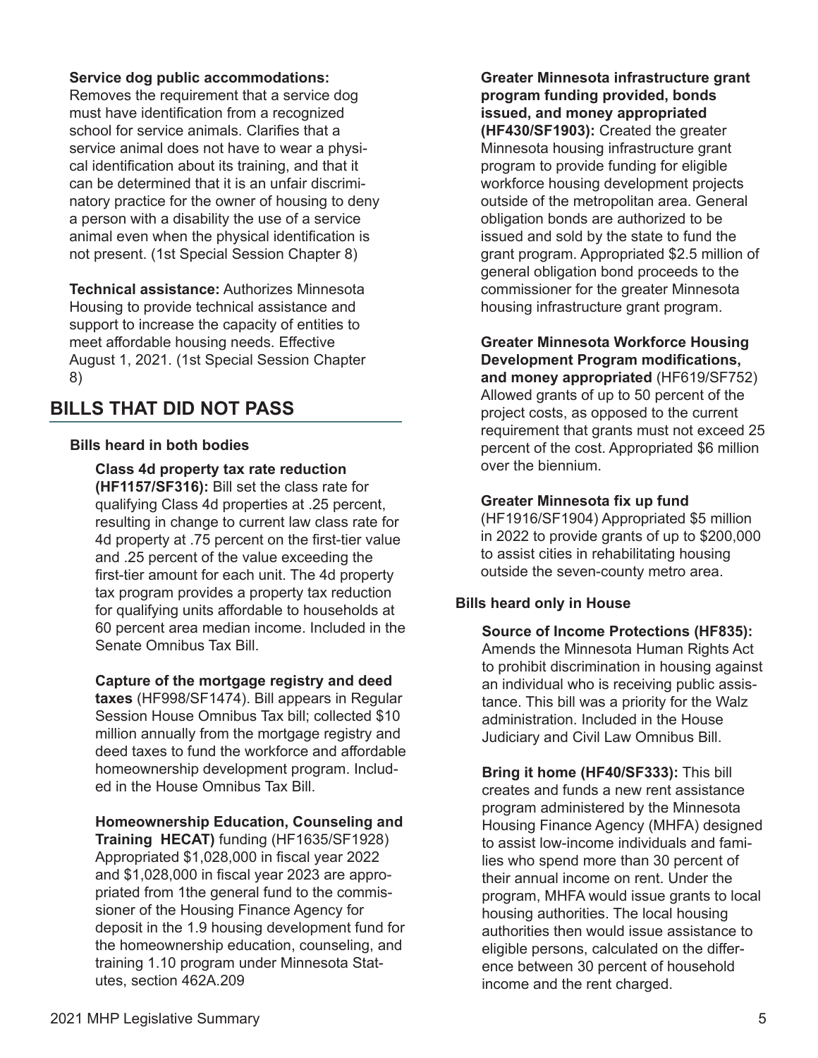**Service dog public accommodations:** Removes the requirement that a service dog must have identification from a recognized school for service animals. Clarifies that a service animal does not have to wear a physical identification about its training, and that it can be determined that it is an unfair discriminatory practice for the owner of housing to deny a person with a disability the use of a service animal even when the physical identification is not present. (1st Special Session Chapter 8)

**Technical assistance:** Authorizes Minnesota Housing to provide technical assistance and support to increase the capacity of entities to meet affordable housing needs. Effective August 1, 2021. (1st Special Session Chapter 8)

## BILLS THAT DID NOT PASS

### Bills heard in both bodies

**Class 4d property tax rate reduction (HF1157/SF316):** Bill set the class rate for qualifying Class 4d properties at .25 percent, resulting in change to current law class rate for 4d property at .75 percent on the first-tier value and .25 percent of the value exceeding the first-tier amount for each unit. The 4d property tax program provides a property tax reduction for qualifying units affordable to households at 60 percent area median income. Included in the Senate Omnibus Tax Bill.

**Capture of the mortgage registry and deed taxes** (HF998/SF1474). Bill appears in Regular Session House Omnibus Tax bill; collected $10 million annually from the mortgage registry and deed taxes to fund the workforce and affordable homeownership development program. Included in the House Omnibus Tax Bill.

**Homeownership Education, Counseling and Training HECAT)** funding (HF1635/SF1928) Appropriated $1,028,000 in fiscal year 2022 and $1,028,000 in fiscal year 2023 are appropriated from 1the general fund to the commissioner of the Housing Finance Agency for deposit in the 1.9 housing development fund for the homeownership education, counseling, and training 1.10 program under Minnesota Statutes, section 462A.209

**Greater Minnesota infrastructure grant program funding provided, bonds issued, and money appropriated (HF430/SF1903):** Created the greater Minnesota housing infrastructure grant program to provide funding for eligible workforce housing development projects outside of the metropolitan area. General obligation bonds are authorized to be issued and sold by the state to fund the grant program. Appropriated $2.5 million of general obligation bond proceeds to the commissioner for the greater Minnesota housing infrastructure grant program.

**Greater Minnesota Workforce Housing Development Program modifications, and money appropriated** (HF619/SF752) Allowed grants of up to 50 percent of the project costs, as opposed to the current requirement that grants must not exceed 25 percent of the cost. Appropriated $6 million over the biennium.

**Greater Minnesota fix up fund** (HF1916/SF1904) Appropriated $5 million in 2022 to provide grants of up to $200,000 to assist cities in rehabilitating housing outside the seven-county metro area.

### Bills heard only in House

**Source of Income Protections (HF835):** Amends the Minnesota Human Rights Act to prohibit discrimination in housing against an individual who is receiving public assistance. This bill was a priority for the Walz administration. Included in the House Judiciary and Civil Law Omnibus Bill.

**Bring it home (HF40/SF333):** This bill creates and funds a new rent assistance program administered by the Minnesota Housing Finance Agency (MHFA) designed to assist low-income individuals and families who spend more than 30 percent of their annual income on rent. Under the program, MHFA would issue grants to local housing authorities. The local housing authorities then would issue assistance to eligible persons, calculated on the difference between 30 percent of household income and the rent charged.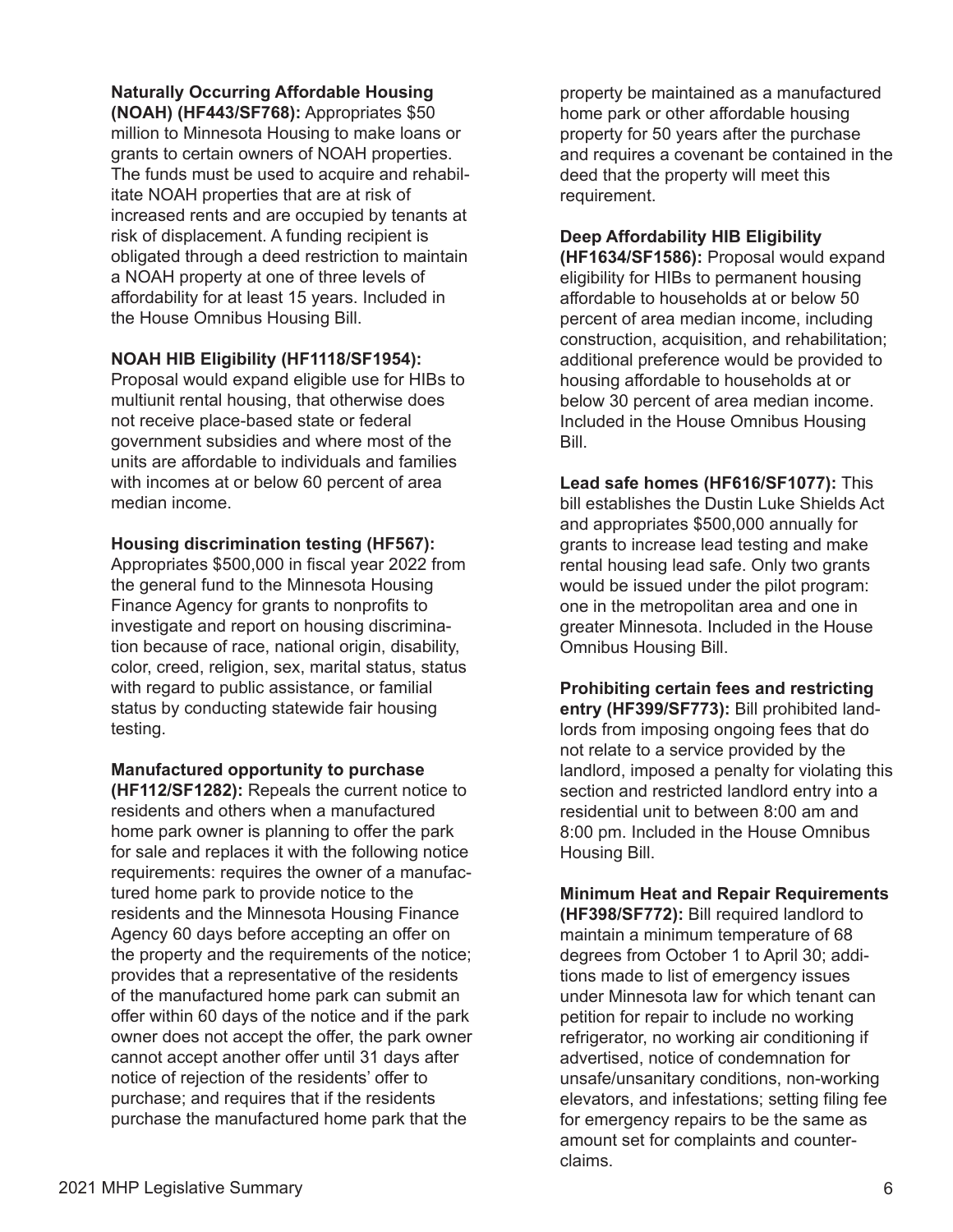**Naturally Occurring Affordable Housing (NOAH) (HF443/SF768):** Appropriates $50 million to Minnesota Housing to make loans or grants to certain owners of NOAH properties. The funds must be used to acquire and rehabilitate NOAH properties that are at risk of increased rents and are occupied by tenants at risk of displacement. A funding recipient is obligated through a deed restriction to maintain a NOAH property at one of three levels of affordability for at least 15 years. Included in the House Omnibus Housing Bill.

**NOAH HIB Eligibility (HF1118/SF1954):** Proposal would expand eligible use for HIBs to multiunit rental housing, that otherwise does not receive place-based state or federal government subsidies and where most of the units are affordable to individuals and families with incomes at or below 60 percent of area median income.

**Housing discrimination testing (HF567):** Appropriates $500,000 in fiscal year 2022 from the general fund to the Minnesota Housing Finance Agency for grants to nonprofits to investigate and report on housing discrimination because of race, national origin, disability, color, creed, religion, sex, marital status, status with regard to public assistance, or familial status by conducting statewide fair housing testing.

**Manufactured opportunity to purchase (HF112/SF1282):** Repeals the current notice to residents and others when a manufactured home park owner is planning to offer the park for sale and replaces it with the following notice requirements: requires the owner of a manufactured home park to provide notice to the residents and the Minnesota Housing Finance Agency 60 days before accepting an offer on the property and the requirements of the notice; provides that a representative of the residents of the manufactured home park can submit an offer within 60 days of the notice and if the park owner does not accept the offer, the park owner cannot accept another offer until 31 days after notice of rejection of the residents' offer to purchase; and requires that if the residents purchase the manufactured home park that the property be maintained as a manufactured home park or other affordable housing property for 50 years after the purchase and requires a covenant be contained in the deed that the property will meet this requirement.

**Deep Affordability HIB Eligibility (HF1634/SF1586):** Proposal would expand eligibility for HIBs to permanent housing affordable to households at or below 50 percent of area median income, including construction, acquisition, and rehabilitation; additional preference would be provided to housing affordable to households at or below 30 percent of area median income. Included in the House Omnibus Housing Bill.

**Lead safe homes (HF616/SF1077):** This bill establishes the Dustin Luke Shields Act and appropriates $500,000 annually for grants to increase lead testing and make rental housing lead safe. Only two grants would be issued under the pilot program: one in the metropolitan area and one in greater Minnesota. Included in the House Omnibus Housing Bill.

**Prohibiting certain fees and restricting entry (HF399/SF773):** Bill prohibited landlords from imposing ongoing fees that do not relate to a service provided by the landlord, imposed a penalty for violating this section and restricted landlord entry into a residential unit to between 8:00 am and 8:00 pm. Included in the House Omnibus Housing Bill.

**Minimum Heat and Repair Requirements (HF398/SF772):** Bill required landlord to maintain a minimum temperature of 68 degrees from October 1 to April 30; additions made to list of emergency issues under Minnesota law for which tenant can petition for repair to include no working refrigerator, no working air conditioning if advertised, notice of condemnation for unsafe/unsanitary conditions, non-working elevators, and infestations; setting filing fee for emergency repairs to be the same as amount set for complaints and counterclaims.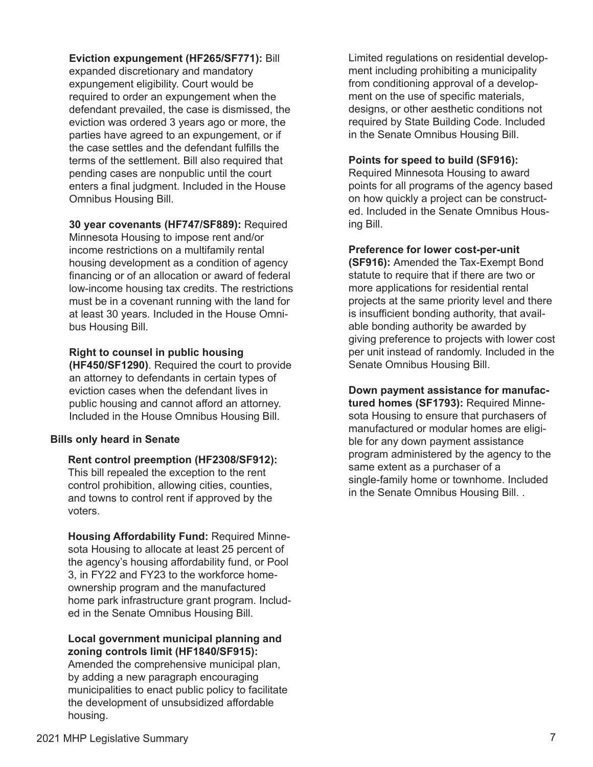**Eviction expungement (HF265/SF771):** Bill expanded discretionary and mandatory expungement eligibility. Court would be required to order an expungement when the defendant prevailed, the case is dismissed, the eviction was ordered 3 years ago or more, the parties have agreed to an expungement, or if the case settles and the defendant fulfills the terms of the settlement. Bill also required that pending cases are nonpublic until the court enters a final judgment. Included in the House Omnibus Housing Bill.

**30 year covenants (HF747/SF889):** Required Minnesota Housing to impose rent and/or income restrictions on a multifamily rental housing development as a condition of agency financing or of an allocation or award of federal low-income housing tax credits. The restrictions must be in a covenant running with the land for at least 30 years. Included in the House Omnibus Housing Bill.

**Right to counsel in public housing (HF450/SF1290)**. Required the court to provide an attorney to defendants in certain types of eviction cases when the defendant lives in public housing and cannot afford an attorney. Included in the House Omnibus Housing Bill.

**Bills only heard in Senate**

**Rent control preemption (HF2308/SF912):** This bill repealed the exception to the rent control prohibition, allowing cities, counties, and towns to control rent if approved by the voters.

**Housing Affordability Fund:** Required Minnesota Housing to allocate at least 25 percent of the agency's housing affordability fund, or Pool 3, in FY22 and FY23 to the workforce homeownership program and the manufactured home park infrastructure grant program. Included in the Senate Omnibus Housing Bill.

**Local government municipal planning and zoning controls limit (HF1840/SF915):** Amended the comprehensive municipal plan, by adding a new paragraph encouraging municipalities to enact public policy to facilitate the development of unsubsidized affordable housing.

Limited regulations on residential development including prohibiting a municipality from conditioning approval of a development on the use of specific materials, designs, or other aesthetic conditions not required by State Building Code. Included in the Senate Omnibus Housing Bill.

**Points for speed to build (SF916):** Required Minnesota Housing to award points for all programs of the agency based on how quickly a project can be constructed. Included in the Senate Omnibus Housing Bill.

**Preference for lower cost-per-unit (SF916):** Amended the Tax-Exempt Bond statute to require that if there are two or more applications for residential rental projects at the same priority level and there is insufficient bonding authority, that available bonding authority be awarded by giving preference to projects with lower cost per unit instead of randomly. Included in the Senate Omnibus Housing Bill.

**Down payment assistance for manufactured homes (SF1793):** Required Minnesota Housing to ensure that purchasers of manufactured or modular homes are eligible for any down payment assistance program administered by the agency to the same extent as a purchaser of a single-family home or townhome. Included in the Senate Omnibus Housing Bill. .